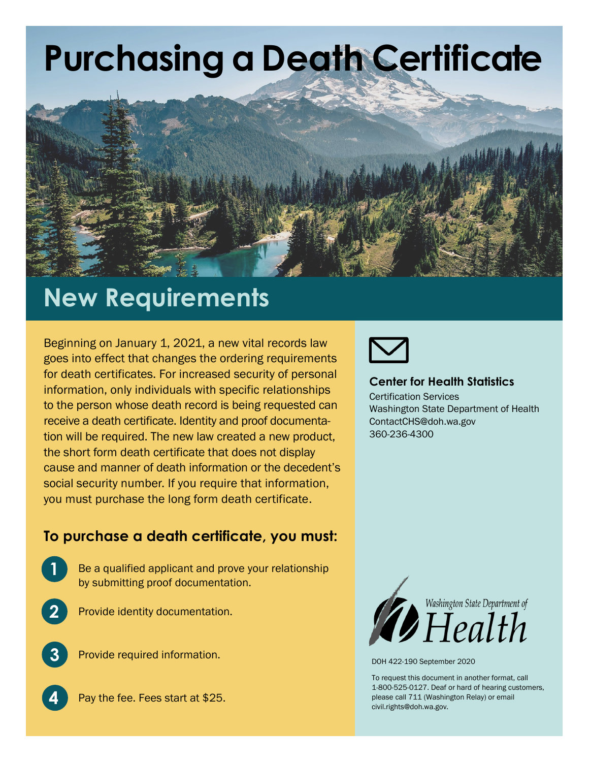# Purchasing a Death Certificate

## New Requirements

Beginning on January 1, 2021, a new vital records law goes into effect that changes the ordering requirements for death certificates. For increased security of personal information, only individuals with specific relationships to the person whose death record is being requested can receive a death certificate. Identity and proof documentation will be required. The new law created a new product, the short form death certificate that does not display cause and manner of death information or the decedent's social security number. If you require that information, you must purchase the long form death certificate.

### To purchase a death certificate, you must:

1. Be a qualified applicant and prove your relationship by submitting proof documentation.
2. Provide identity documentation.
3. Provide required information.
4. Pay the fee. Fees start at $25.

**Center for Health Statistics**
Certification Services
Washington State Department of Health
ContactCHS@doh.wa.gov
360-236-4300

Washington State Department of Health

DOH 422-190 September 2020

To request this document in another format, call 1-800-525-0127. Deaf or hard of hearing customers, please call 711 (Washington Relay) or email civil.rights@doh.wa.gov.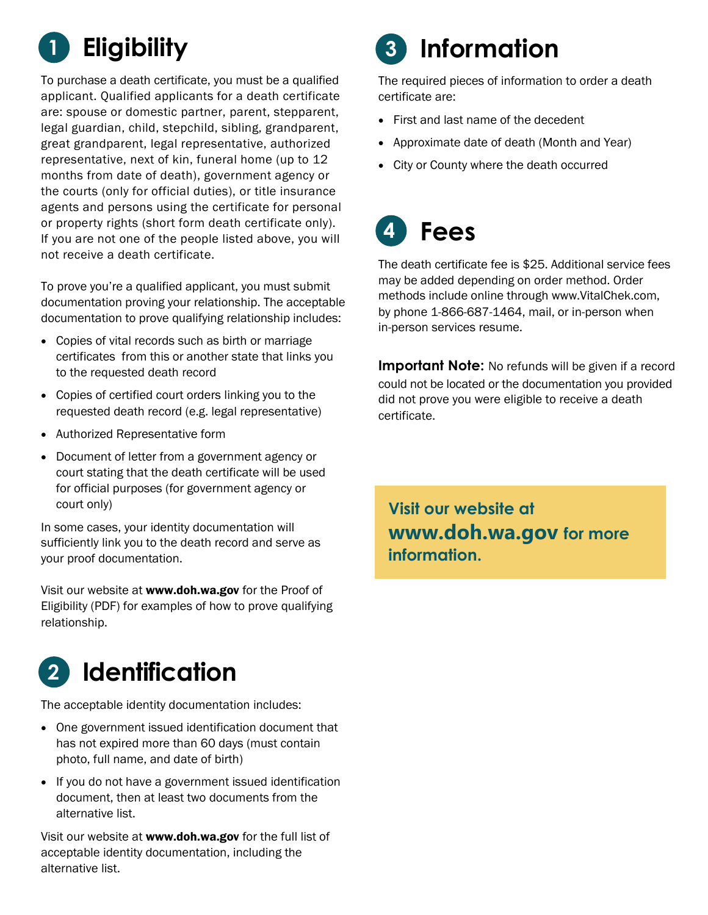## 1 Eligibility

To purchase a death certificate, you must be a qualified applicant. Qualified applicants for a death certificate are: spouse or domestic partner, parent, stepparent, legal guardian, child, stepchild, sibling, grandparent, great grandparent, legal representative, authorized representative, next of kin, funeral home (up to 12 months from date of death), government agency or the courts (only for official duties), or title insurance agents and persons using the certificate for personal or property rights (short form death certificate only). If you are not one of the people listed above, you will not receive a death certificate.

To prove you're a qualified applicant, you must submit documentation proving your relationship. The acceptable documentation to prove qualifying relationship includes:

- Copies of vital records such as birth or marriage certificates from this or another state that links you to the requested death record
- Copies of certified court orders linking you to the requested death record (e.g. legal representative)
- Authorized Representative form
- Document of letter from a government agency or court stating that the death certificate will be used for official purposes (for government agency or court only)

In some cases, your identity documentation will sufficiently link you to the death record and serve as your proof documentation.

Visit our website at **www.doh.wa.gov** for the Proof of Eligibility (PDF) for examples of how to prove qualifying relationship.

## 2 Identification

The acceptable identity documentation includes:

- One government issued identification document that has not expired more than 60 days (must contain photo, full name, and date of birth)
- If you do not have a government issued identification document, then at least two documents from the alternative list.

Visit our website at **www.doh.wa.gov** for the full list of acceptable identity documentation, including the alternative list.

## 3 Information

The required pieces of information to order a death certificate are:

- First and last name of the decedent
- Approximate date of death (Month and Year)
- City or County where the death occurred

## 4 Fees

The death certificate fee is $25. Additional service fees may be added depending on order method. Order methods include online through www.VitalChek.com, by phone 1-866-687-1464, mail, or in-person when in-person services resume.

**Important Note:** No refunds will be given if a record could not be located or the documentation you provided did not prove you were eligible to receive a death certificate.

**Visit our website at www.doh.wa.gov for more information.**